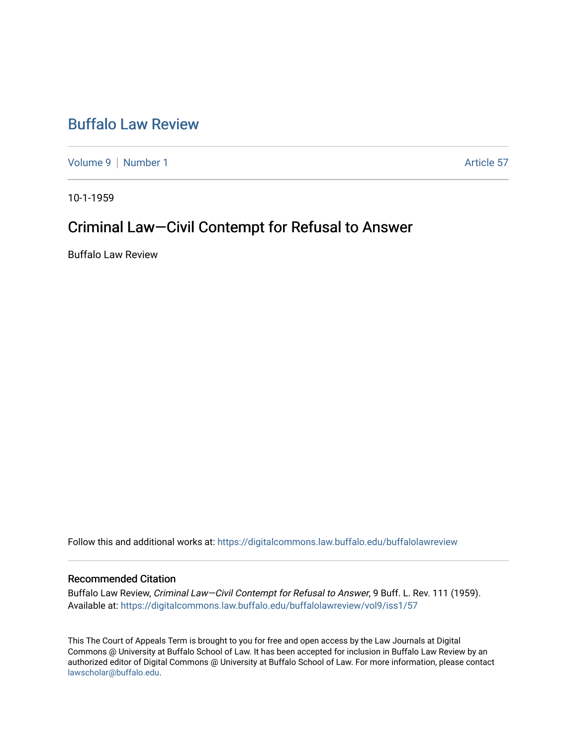# Buffalo Law Review

Volume 9 | Number 1

Article 57

10-1-1959

## Criminal Law—Civil Contempt for Refusal to Answer

Buffalo Law Review

Follow this and additional works at: https://digitalcommons.law.buffalo.edu/buffalolawreview

### Recommended Citation

Buffalo Law Review, *Criminal Law—Civil Contempt for Refusal to Answer*, 9 Buff. L. Rev. 111 (1959).
Available at: https://digitalcommons.law.buffalo.edu/buffalolawreview/vol9/iss1/57

This The Court of Appeals Term is brought to you for free and open access by the Law Journals at Digital Commons @ University at Buffalo School of Law. It has been accepted for inclusion in Buffalo Law Review by an authorized editor of Digital Commons @ University at Buffalo School of Law. For more information, please contact lawscholar@buffalo.edu.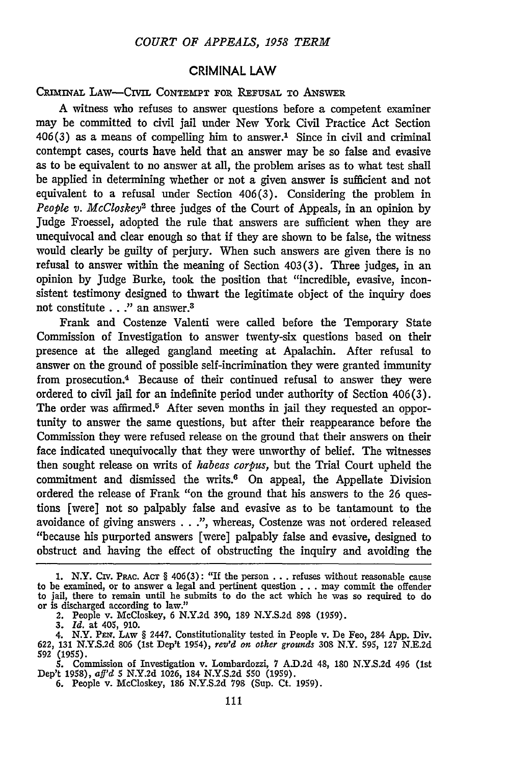# CRIMINAL LAW

CRIMINAL LAW—CIVIL CONTEMPT FOR REFUSAL TO ANSWER

A witness who refuses to answer questions before a competent examiner may be committed to civil jail under New York Civil Practice Act Section 406(3) as a means of compelling him to answer.[1] Since in civil and criminal contempt cases, courts have held that an answer may be so false and evasive as to be equivalent to no answer at all, the problem arises as to what test shall be applied in determining whether or not a given answer is sufficient and not equivalent to a refusal under Section 406(3). Considering the problem in *People v. McCloskey*[2] three judges of the Court of Appeals, in an opinion by Judge Froessel, adopted the rule that answers are sufficient when they are unequivocal and clear enough so that if they are shown to be false, the witness would clearly be guilty of perjury. When such answers are given there is no refusal to answer within the meaning of Section 403(3). Three judges, in an opinion by Judge Burke, took the position that "incredible, evasive, inconsistent testimony designed to thwart the legitimate object of the inquiry does not constitute . . ." an answer.[3]

Frank and Costenze Valenti were called before the Temporary State Commission of Investigation to answer twenty-six questions based on their presence at the alleged gangland meeting at Apalachin. After refusal to answer on the ground of possible self-incrimination they were granted immunity from prosecution.[4] Because of their continued refusal to answer they were ordered to civil jail for an indefinite period under authority of Section 406(3). The order was affirmed.[5] After seven months in jail they requested an opportunity to answer the same questions, but after their reappearance before the Commission they were refused release on the ground that their answers on their face indicated unequivocally that they were unworthy of belief. The witnesses then sought release on writs of *habeas corpus*, but the Trial Court upheld the commitment and dismissed the writs.[6] On appeal, the Appellate Division ordered the release of Frank "on the ground that his answers to the 26 questions [were] not so palpably false and evasive as to be tantamount to the avoidance of giving answers . . .", whereas, Costenze was not ordered released "because his purported answers [were] palpably false and evasive, designed to obstruct and having the effect of obstructing the inquiry and avoiding the

---

1. N.Y. CIV. PRAC. ACT § 406(3): "If the person . . . refuses without reasonable cause to be examined, or to answer a legal and pertinent question . . . may commit the offender to jail, there to remain until he submits to do the act which he was so required to do or is discharged according to law."
2. People v. McCloskey, 6 N.Y.2d 390, 189 N.Y.S.2d 898 (1959).
3. *Id.* at 405, 910.
4. N.Y. PEN. LAW § 2447. Constitutionality tested in People v. De Feo, 284 App. Div. 622, 131 N.Y.S.2d 806 (1st Dep't 1954), *rev'd on other grounds* 308 N.Y. 595, 127 N.E.2d 592 (1955).
5. Commission of Investigation v. Lombardozzi, 7 A.D.2d 48, 180 N.Y.S.2d 496 (1st Dep't 1958), *aff'd* 5 N.Y.2d 1026, 184 N.Y.S.2d 550 (1959).
6. People v. McCloskey, 186 N.Y.S.2d 798 (Sup. Ct. 1959).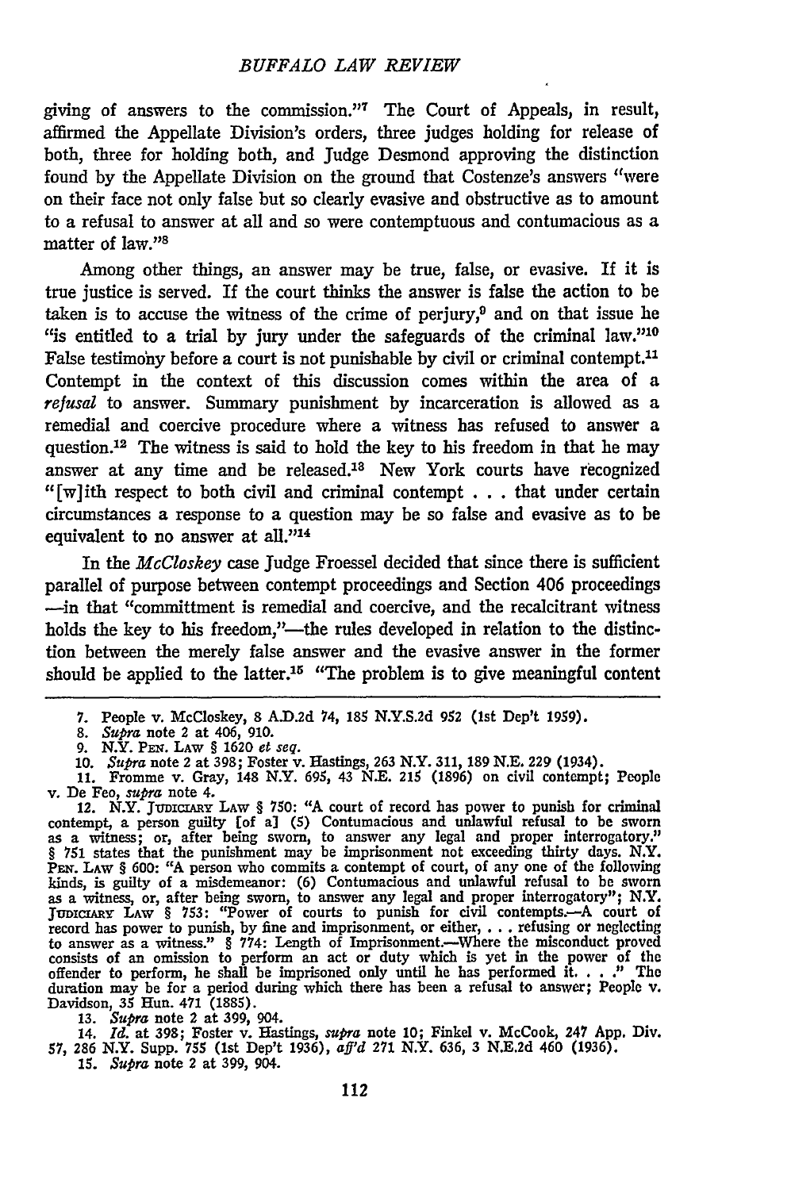giving of answers to the commission."[7] The Court of Appeals, in result, affirmed the Appellate Division's orders, three judges holding for release of both, three for holding both, and Judge Desmond approving the distinction found by the Appellate Division on the ground that Costenze's answers "were on their face not only false but so clearly evasive and obstructive as to amount to a refusal to answer at all and so were contemptuous and contumacious as a matter of law."[8]

Among other things, an answer may be true, false, or evasive. If it is true justice is served. If the court thinks the answer is false the action to be taken is to accuse the witness of the crime of perjury,[9] and on that issue he "is entitled to a trial by jury under the safeguards of the criminal law."[10] False testimony before a court is not punishable by civil or criminal contempt.[11] Contempt in the context of this discussion comes within the area of a *refusal* to answer. Summary punishment by incarceration is allowed as a remedial and coercive procedure where a witness has refused to answer a question.[12] The witness is said to hold the key to his freedom in that he may answer at any time and be released.[13] New York courts have recognized "[w]ith respect to both civil and criminal contempt . . . that under certain circumstances a response to a question may be so false and evasive as to be equivalent to no answer at all."[14]

In the *McCloskey* case Judge Froessel decided that since there is sufficient parallel of purpose between contempt proceedings and Section 406 proceedings —in that "committment is remedial and coercive, and the recalcitrant witness holds the key to his freedom,"—the rules developed in relation to the distinction between the merely false answer and the evasive answer in the former should be applied to the latter.[15] "The problem is to give meaningful content

---

7. People v. McCloskey, 8 A.D.2d 74, 185 N.Y.S.2d 952 (1st Dep't 1959).

8. *Supra* note 2 at 406, 910.

9. N.Y. Pen. Law § 1620 *et seq.*

10. *Supra* note 2 at 398; Foster v. Hastings, 263 N.Y. 311, 189 N.E. 229 (1934).

11. Fromme v. Gray, 148 N.Y. 695, 43 N.E. 215 (1896) on civil contempt; People v. De Feo, *supra* note 4.

12. N.Y. Judiciary Law § 750: "A court of record has power to punish for criminal contempt, a person guilty [of a] (5) Contumacious and unlawful refusal to be sworn as a witness; or, after being sworn, to answer any legal and proper interrogatory." § 751 states that the punishment may be imprisonment not exceeding thirty days. N.Y. Pen. Law § 600: "A person who commits a contempt of court, of any one of the following kinds, is guilty of a misdemeanor: (6) Contumacious and unlawful refusal to be sworn as a witness, or, after being sworn, to answer any legal and proper interrogatory"; N.Y. Judiciary Law § 753: "Power of courts to punish for civil contempts.—A court of record has power to punish, by fine and imprisonment, or either, . . . refusing or neglecting to answer as a witness." § 774: Length of Imprisonment.—Where the misconduct proved consists of an omission to perform an act or duty which is yet in the power of the offender to perform, he shall be imprisoned only until he has performed it. . . ." The duration may be for a period during which there has been a refusal to answer; People v. Davidson, 35 Hun. 471 (1885).

13. *Supra* note 2 at 399, 904.

14. *Id.* at 398; Foster v. Hastings, *supra* note 10; Finkel v. McCook, 247 App. Div. 57, 286 N.Y. Supp. 755 (1st Dep't 1936), *aff'd* 271 N.Y. 636, 3 N.E.2d 460 (1936).

15. *Supra* note 2 at 399, 904.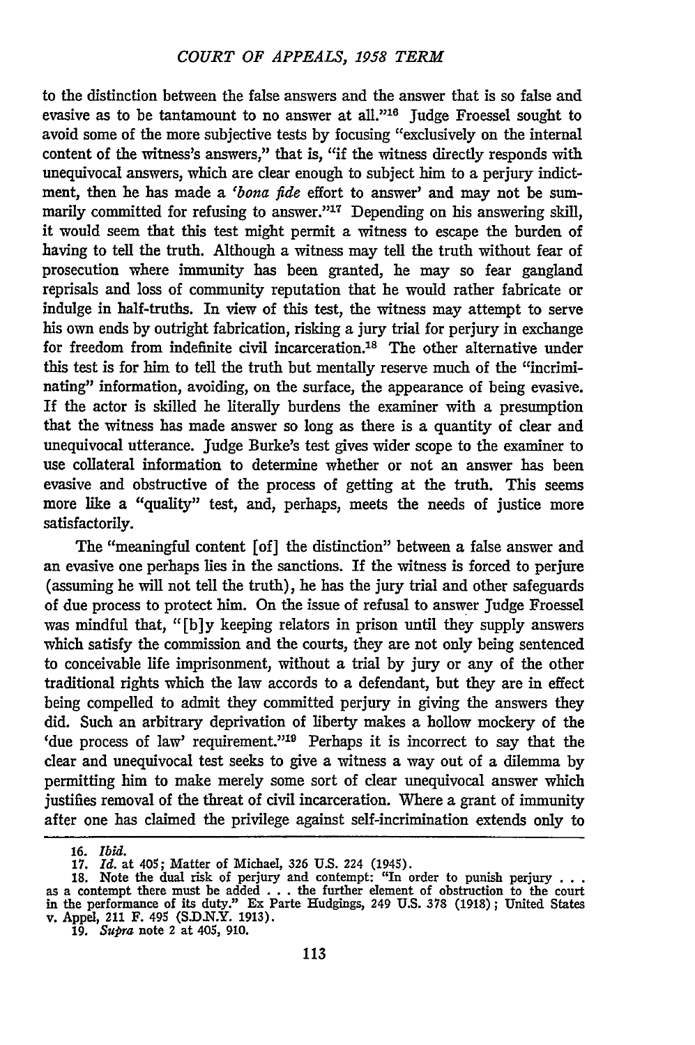to the distinction between the false answers and the answer that is so false and evasive as to be tantamount to no answer at all."[16] Judge Froessel sought to avoid some of the more subjective tests by focusing "exclusively on the internal content of the witness's answers," that is, "if the witness directly responds with unequivocal answers, which are clear enough to subject him to a perjury indictment, then he has made a *'bona fide* effort to answer' and may not be summarily committed for refusing to answer."[17] Depending on his answering skill, it would seem that this test might permit a witness to escape the burden of having to tell the truth. Although a witness may tell the truth without fear of prosecution where immunity has been granted, he may so fear gangland reprisals and loss of community reputation that he would rather fabricate or indulge in half-truths. In view of this test, the witness may attempt to serve his own ends by outright fabrication, risking a jury trial for perjury in exchange for freedom from indefinite civil incarceration.[18] The other alternative under this test is for him to tell the truth but mentally reserve much of the "incriminating" information, avoiding, on the surface, the appearance of being evasive. If the actor is skilled he literally burdens the examiner with a presumption that the witness has made answer so long as there is a quantity of clear and unequivocal utterance. Judge Burke's test gives wider scope to the examiner to use collateral information to determine whether or not an answer has been evasive and obstructive of the process of getting at the truth. This seems more like a "quality" test, and, perhaps, meets the needs of justice more satisfactorily.

The "meaningful content [of] the distinction" between a false answer and an evasive one perhaps lies in the sanctions. If the witness is forced to perjure (assuming he will not tell the truth), he has the jury trial and other safeguards of due process to protect him. On the issue of refusal to answer Judge Froessel was mindful that, "[b]y keeping relators in prison until they supply answers which satisfy the commission and the courts, they are not only being sentenced to conceivable life imprisonment, without a trial by jury or any of the other traditional rights which the law accords to a defendant, but they are in effect being compelled to admit they committed perjury in giving the answers they did. Such an arbitrary deprivation of liberty makes a hollow mockery of the 'due process of law' requirement."[19] Perhaps it is incorrect to say that the clear and unequivocal test seeks to give a witness a way out of a dilemma by permitting him to make merely some sort of clear unequivocal answer which justifies removal of the threat of civil incarceration. Where a grant of immunity after one has claimed the privilege against self-incrimination extends only to

---

16. *Ibid.*

17. *Id.* at 405; Matter of Michael, 326 U.S. 224 (1945).

18. Note the dual risk of perjury and contempt: "In order to punish perjury . . . as a contempt there must be added . . . the further element of obstruction to the court in the performance of its duty." Ex Parte Hudgings, 249 U.S. 378 (1918); United States v. Appel, 211 F. 495 (S.D.N.Y. 1913).

19. *Supra* note 2 at 405, 910.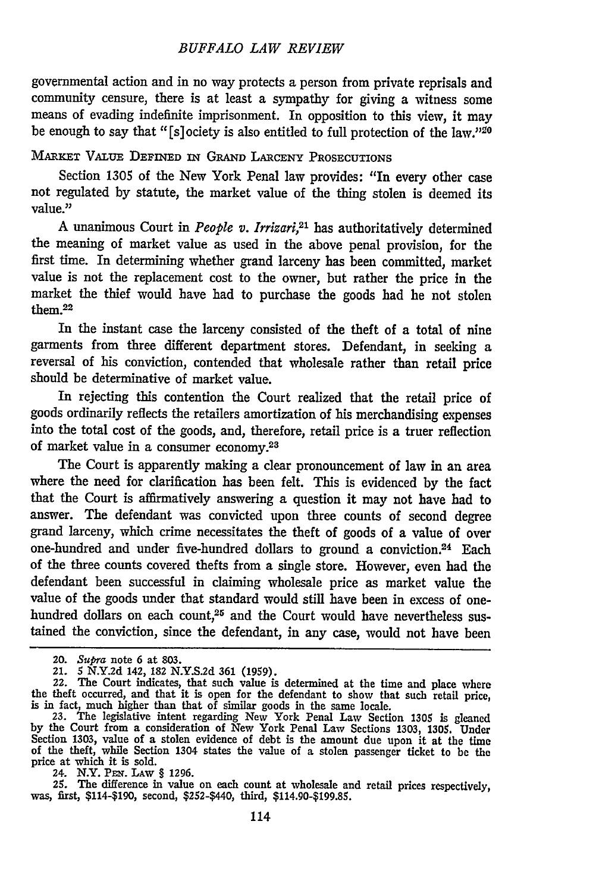governmental action and in no way protects a person from private reprisals and community censure, there is at least a sympathy for giving a witness some means of evading indefinite imprisonment. In opposition to this view, it may be enough to say that "[s]ociety is also entitled to full protection of the law."[20]

## MARKET VALUE DEFINED IN GRAND LARCENY PROSECUTIONS

Section 1305 of the New York Penal law provides: "In every other case not regulated by statute, the market value of the thing stolen is deemed its value."

A unanimous Court in *People v. Irrizari*,[21] has authoritatively determined the meaning of market value as used in the above penal provision, for the first time. In determining whether grand larceny has been committed, market value is not the replacement cost to the owner, but rather the price in the market the thief would have had to purchase the goods had he not stolen them.[22]

In the instant case the larceny consisted of the theft of a total of nine garments from three different department stores. Defendant, in seeking a reversal of his conviction, contended that wholesale rather than retail price should be determinative of market value.

In rejecting this contention the Court realized that the retail price of goods ordinarily reflects the retailers amortization of his merchandising expenses into the total cost of the goods, and, therefore, retail price is a truer reflection of market value in a consumer economy.[23]

The Court is apparently making a clear pronouncement of law in an area where the need for clarification has been felt. This is evidenced by the fact that the Court is affirmatively answering a question it may not have had to answer. The defendant was convicted upon three counts of second degree grand larceny, which crime necessitates the theft of goods of a value of over one-hundred and under five-hundred dollars to ground a conviction.[24] Each of the three counts covered thefts from a single store. However, even had the defendant been successful in claiming wholesale price as market value the value of the goods under that standard would still have been in excess of one-hundred dollars on each count,[25] and the Court would have nevertheless sustained the conviction, since the defendant, in any case, would not have been

---

20. *Supra* note 6 at 803.

21. 5 N.Y.2d 142, 182 N.Y.S.2d 361 (1959).

22. The Court indicates, that such value is determined at the time and place where the theft occurred, and that it is open for the defendant to show that such retail price, is in fact, much higher than that of similar goods in the same locale.

23. The legislative intent regarding New York Penal Law Section 1305 is gleaned by the Court from a consideration of New York Penal Law Sections 1303, 1305. Under Section 1303, value of a stolen evidence of debt is the amount due upon it at the time of the theft, while Section 1304 states the value of a stolen passenger ticket to be the price at which it is sold.

24. N.Y. PEN. LAW § 1296.

25. The difference in value on each count at wholesale and retail prices respectively, was, first, $114-$190, second, $252-$440, third, $114.90-$199.85.